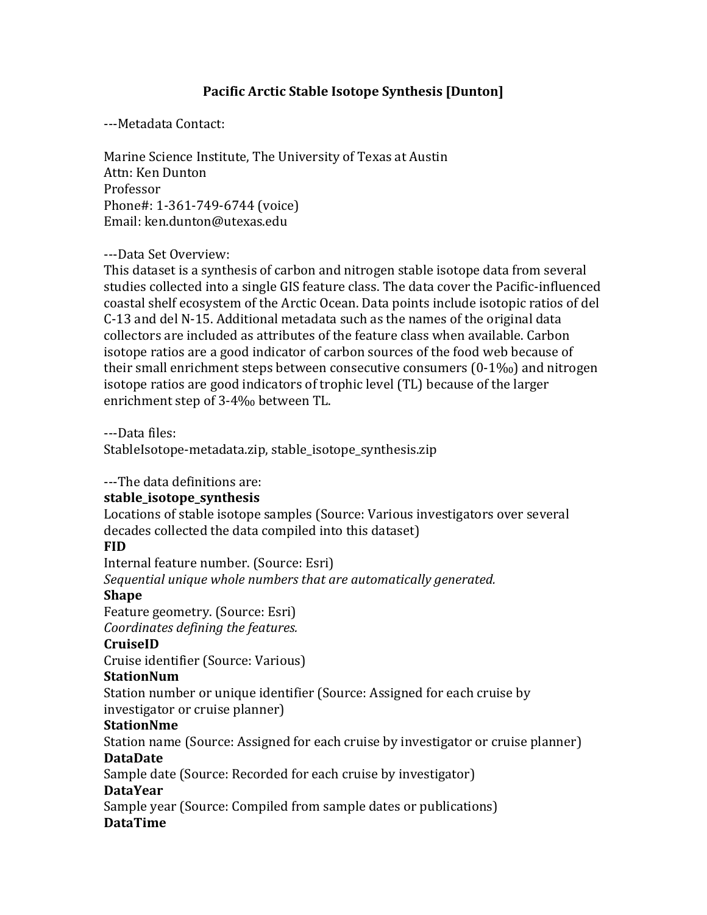# Pacific Arctic Stable Isotope Synthesis [Dunton]

---Metadata Contact:

Marine Science Institute, The University of Texas at Austin
Attn: Ken Dunton
Professor
Phone#: 1-361-749-6744 (voice)
Email: ken.dunton@utexas.edu

---Data Set Overview:
This dataset is a synthesis of carbon and nitrogen stable isotope data from several studies collected into a single GIS feature class. The data cover the Pacific-influenced coastal shelf ecosystem of the Arctic Ocean. Data points include isotopic ratios of del C-13 and del N-15. Additional metadata such as the names of the original data collectors are included as attributes of the feature class when available. Carbon isotope ratios are a good indicator of carbon sources of the food web because of their small enrichment steps between consecutive consumers (0-1‰) and nitrogen isotope ratios are good indicators of trophic level (TL) because of the larger enrichment step of 3-4‰ between TL.

---Data files:
StableIsotope-metadata.zip, stable_isotope_synthesis.zip

---The data definitions are:

**stable_isotope_synthesis**
Locations of stable isotope samples (Source: Various investigators over several decades collected the data compiled into this dataset)

**FID**
Internal feature number. (Source: Esri)
*Sequential unique whole numbers that are automatically generated.*

**Shape**
Feature geometry. (Source: Esri)
*Coordinates defining the features.*

**CruiseID**
Cruise identifier (Source: Various)

**StationNum**
Station number or unique identifier (Source: Assigned for each cruise by investigator or cruise planner)

**StationNme**
Station name (Source: Assigned for each cruise by investigator or cruise planner)

**DataDate**
Sample date (Source: Recorded for each cruise by investigator)

**DataYear**
Sample year (Source: Compiled from sample dates or publications)

**DataTime**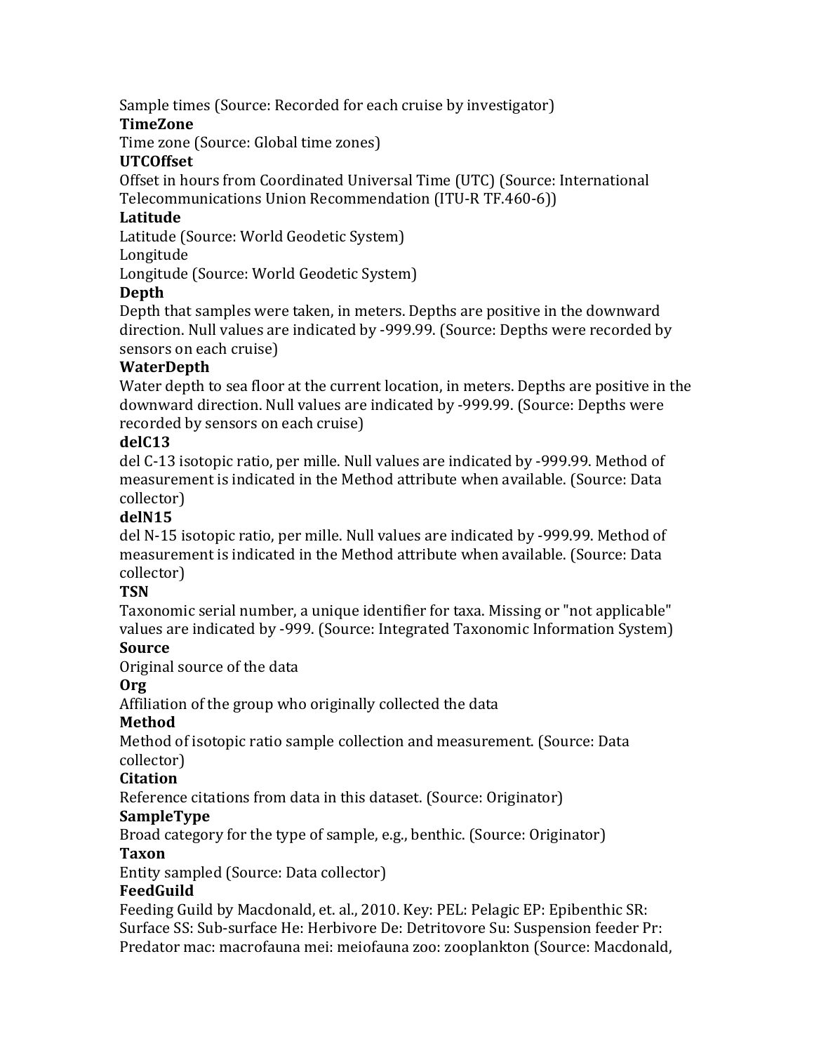Sample times (Source: Recorded for each cruise by investigator)

**TimeZone**

Time zone (Source: Global time zones)

**UTCOffset**

Offset in hours from Coordinated Universal Time (UTC) (Source: International Telecommunications Union Recommendation (ITU-R TF.460-6))

**Latitude**

Latitude (Source: World Geodetic System)

Longitude

Longitude (Source: World Geodetic System)

**Depth**

Depth that samples were taken, in meters. Depths are positive in the downward direction. Null values are indicated by -999.99. (Source: Depths were recorded by sensors on each cruise)

**WaterDepth**

Water depth to sea floor at the current location, in meters. Depths are positive in the downward direction. Null values are indicated by -999.99. (Source: Depths were recorded by sensors on each cruise)

**delC13**

del C-13 isotopic ratio, per mille. Null values are indicated by -999.99. Method of measurement is indicated in the Method attribute when available. (Source: Data collector)

**delN15**

del N-15 isotopic ratio, per mille. Null values are indicated by -999.99. Method of measurement is indicated in the Method attribute when available. (Source: Data collector)

**TSN**

Taxonomic serial number, a unique identifier for taxa. Missing or "not applicable" values are indicated by -999. (Source: Integrated Taxonomic Information System)

**Source**

Original source of the data

**Org**

Affiliation of the group who originally collected the data

**Method**

Method of isotopic ratio sample collection and measurement. (Source: Data collector)

**Citation**

Reference citations from data in this dataset. (Source: Originator)

**SampleType**

Broad category for the type of sample, e.g., benthic. (Source: Originator)

**Taxon**

Entity sampled (Source: Data collector)

**FeedGuild**

Feeding Guild by Macdonald, et. al., 2010. Key: PEL: Pelagic EP: Epibenthic SR: Surface SS: Sub-surface He: Herbivore De: Detritovore Su: Suspension feeder Pr: Predator mac: macrofauna mei: meiofauna zoo: zooplankton (Source: Macdonald,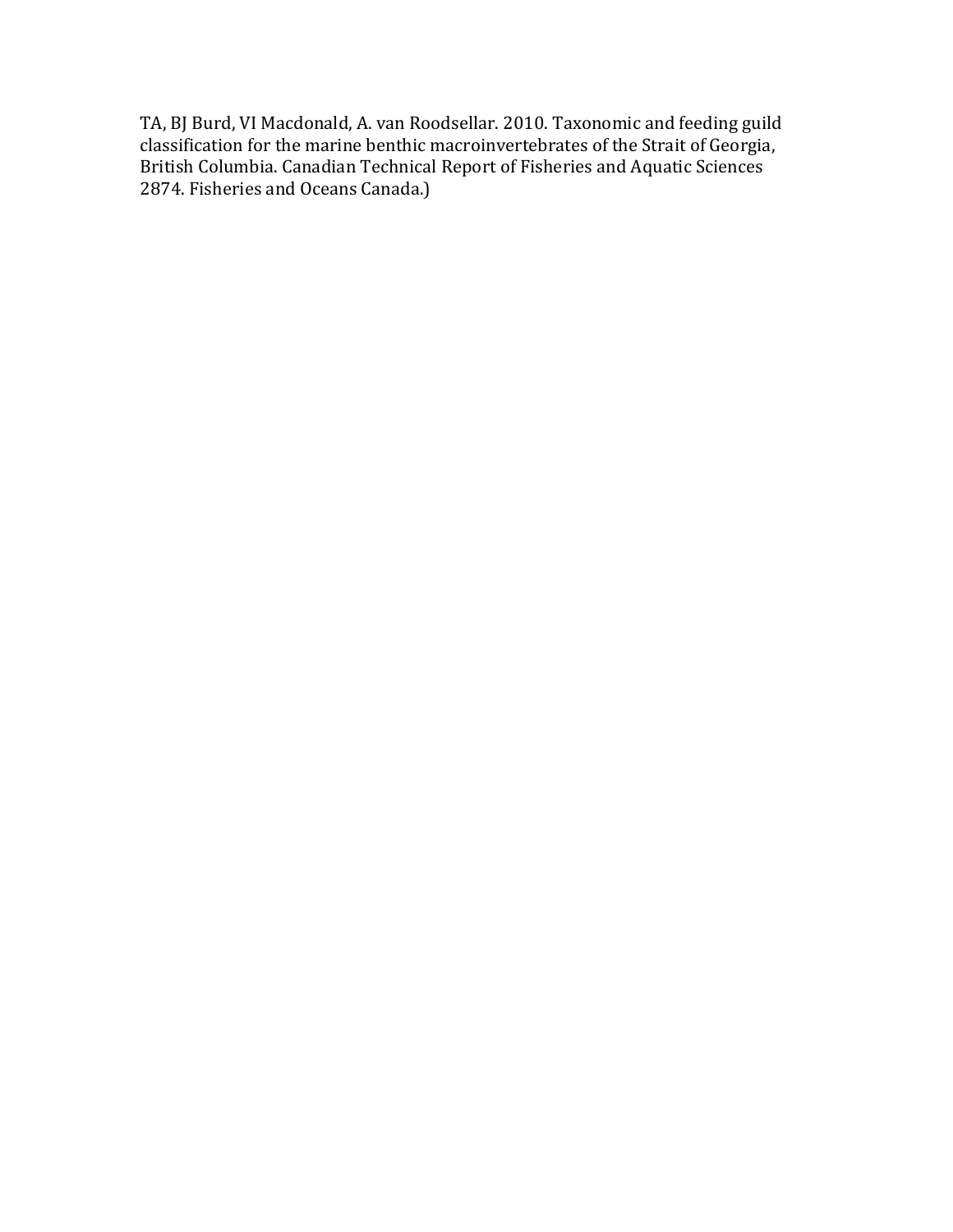TA, BJ Burd, VI Macdonald, A. van Roodsellar. 2010. Taxonomic and feeding guild classification for the marine benthic macroinvertebrates of the Strait of Georgia, British Columbia. Canadian Technical Report of Fisheries and Aquatic Sciences 2874. Fisheries and Oceans Canada.)